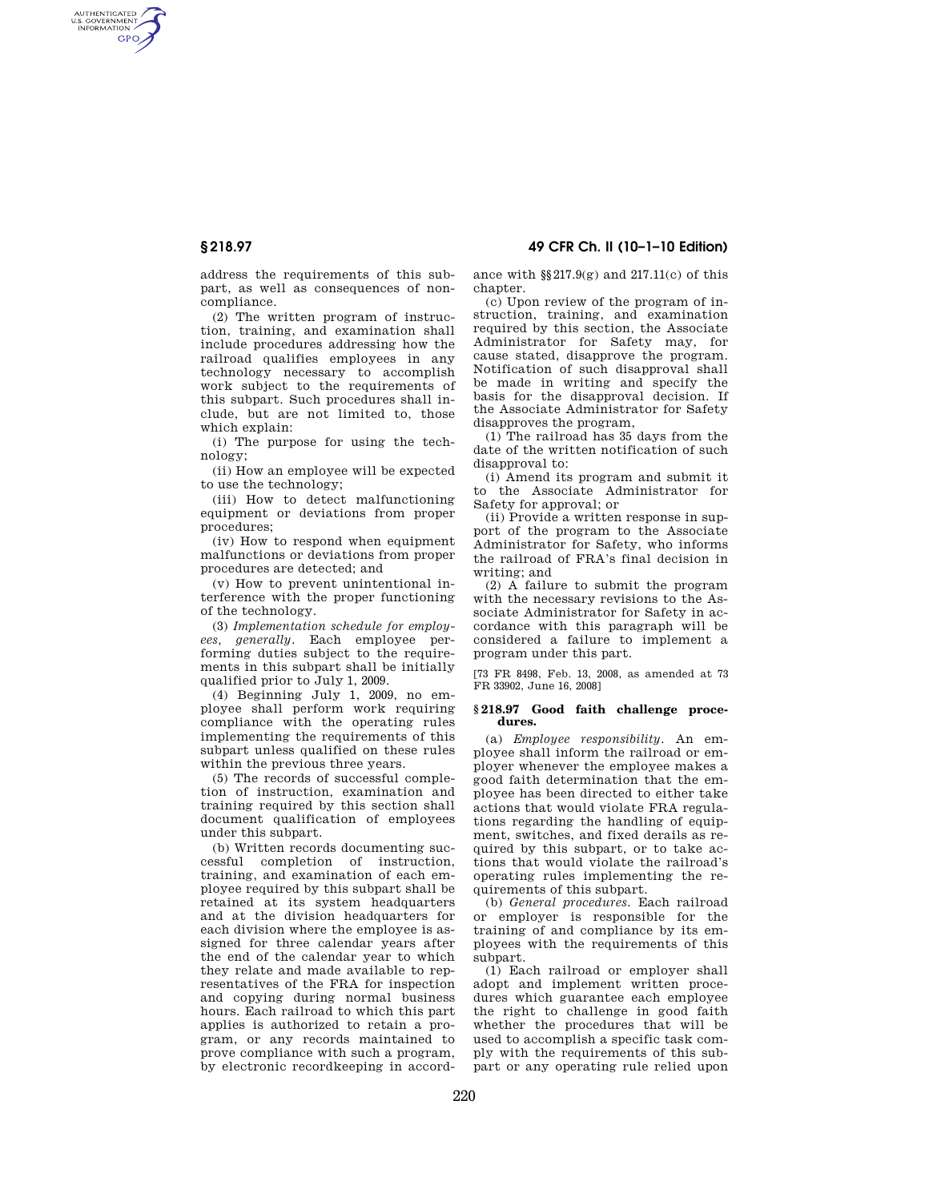address the requirements of this subpart, as well as consequences of noncompliance.

(2) The written program of instruction, training, and examination shall include procedures addressing how the railroad qualifies employees in any technology necessary to accomplish work subject to the requirements of this subpart. Such procedures shall include, but are not limited to, those which explain:

(i) The purpose for using the technology;

(ii) How an employee will be expected to use the technology;

(iii) How to detect malfunctioning equipment or deviations from proper procedures;

(iv) How to respond when equipment malfunctions or deviations from proper procedures are detected; and

(v) How to prevent unintentional interference with the proper functioning of the technology.

(3) *Implementation schedule for employees, generally*. Each employee performing duties subject to the requirements in this subpart shall be initially qualified prior to July 1, 2009.

(4) Beginning July 1, 2009, no employee shall perform work requiring compliance with the operating rules implementing the requirements of this subpart unless qualified on these rules within the previous three years.

(5) The records of successful completion of instruction, examination and training required by this section shall document qualification of employees under this subpart.

(b) Written records documenting successful completion of instruction, training, and examination of each employee required by this subpart shall be retained at its system headquarters and at the division headquarters for each division where the employee is assigned for three calendar years after the end of the calendar year to which they relate and made available to representatives of the FRA for inspection and copying during normal business hours. Each railroad to which this part applies is authorized to retain a program, or any records maintained to prove compliance with such a program, by electronic recordkeeping in accordance with §§217.9(g) and 217.11(c) of this chapter.

(c) Upon review of the program of instruction, training, and examination required by this section, the Associate Administrator for Safety may, for cause stated, disapprove the program. Notification of such disapproval shall be made in writing and specify the basis for the disapproval decision. If the Associate Administrator for Safety disapproves the program,

(1) The railroad has 35 days from the date of the written notification of such disapproval to:

(i) Amend its program and submit it to the Associate Administrator for Safety for approval; or

(ii) Provide a written response in support of the program to the Associate Administrator for Safety, who informs the railroad of FRA's final decision in writing; and

(2) A failure to submit the program with the necessary revisions to the Associate Administrator for Safety in accordance with this paragraph will be considered a failure to implement a program under this part.

[73 FR 8498, Feb. 13, 2008, as amended at 73 FR 33902, June 16, 2008]

## §218.97 Good faith challenge procedures.

(a) *Employee responsibility*. An employee shall inform the railroad or employer whenever the employee makes a good faith determination that the employee has been directed to either take actions that would violate FRA regulations regarding the handling of equipment, switches, and fixed derails as required by this subpart, or to take actions that would violate the railroad's operating rules implementing the requirements of this subpart.

(b) *General procedures*. Each railroad or employer is responsible for the training of and compliance by its employees with the requirements of this subpart.

(1) Each railroad or employer shall adopt and implement written procedures which guarantee each employee the right to challenge in good faith whether the procedures that will be used to accomplish a specific task comply with the requirements of this subpart or any operating rule relied upon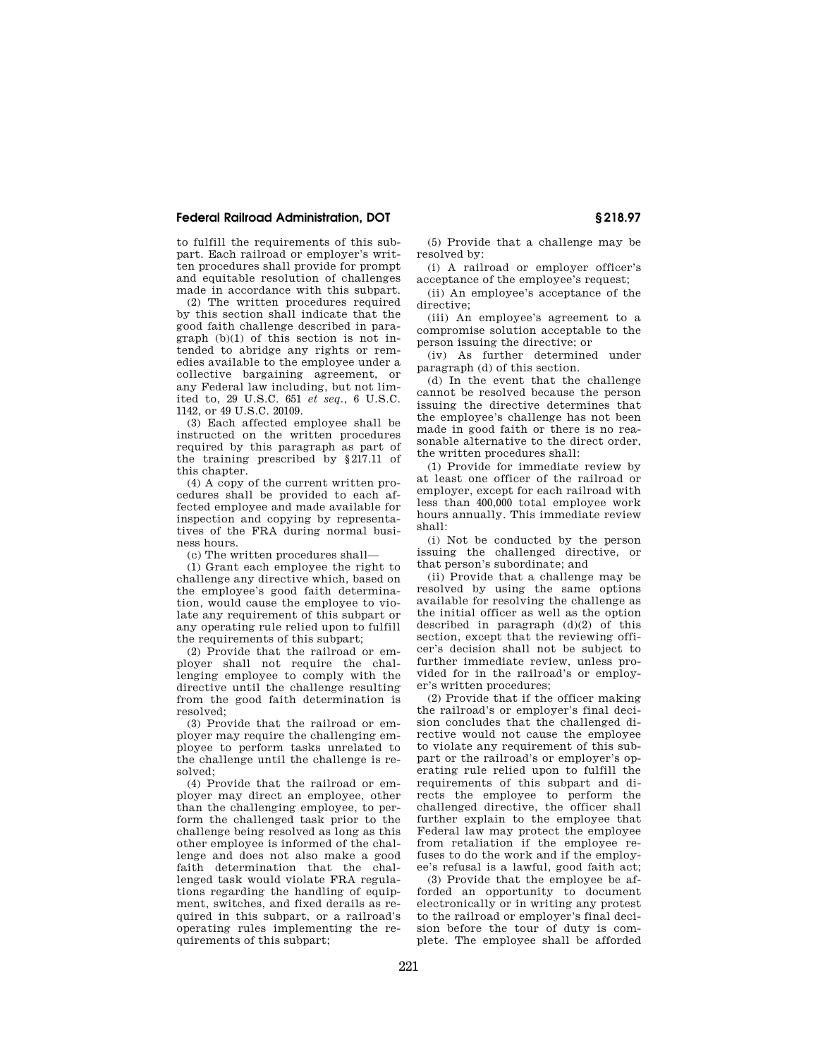to fulfill the requirements of this subpart. Each railroad or employer's written procedures shall provide for prompt and equitable resolution of challenges made in accordance with this subpart.

(2) The written procedures required by this section shall indicate that the good faith challenge described in paragraph (b)(1) of this section is not intended to abridge any rights or remedies available to the employee under a collective bargaining agreement, or any Federal law including, but not limited to, 29 U.S.C. 651 *et seq.*, 6 U.S.C. 1142, or 49 U.S.C. 20109.

(3) Each affected employee shall be instructed on the written procedures required by this paragraph as part of the training prescribed by §217.11 of this chapter.

(4) A copy of the current written procedures shall be provided to each affected employee and made available for inspection and copying by representatives of the FRA during normal business hours.

(c) The written procedures shall—

(1) Grant each employee the right to challenge any directive which, based on the employee's good faith determination, would cause the employee to violate any requirement of this subpart or any operating rule relied upon to fulfill the requirements of this subpart;

(2) Provide that the railroad or employer shall not require the challenging employee to comply with the directive until the challenge resulting from the good faith determination is resolved;

(3) Provide that the railroad or employer may require the challenging employee to perform tasks unrelated to the challenge until the challenge is resolved;

(4) Provide that the railroad or employer may direct an employee, other than the challenging employee, to perform the challenged task prior to the challenge being resolved as long as this other employee is informed of the challenge and does not also make a good faith determination that the challenged task would violate FRA regulations regarding the handling of equipment, switches, and fixed derails as required in this subpart, or a railroad's operating rules implementing the requirements of this subpart;

(5) Provide that a challenge may be resolved by:

(i) A railroad or employer officer's acceptance of the employee's request;

(ii) An employee's acceptance of the directive;

(iii) An employee's agreement to a compromise solution acceptable to the person issuing the directive; or

(iv) As further determined under paragraph (d) of this section.

(d) In the event that the challenge cannot be resolved because the person issuing the directive determines that the employee's challenge has not been made in good faith or there is no reasonable alternative to the direct order, the written procedures shall:

(1) Provide for immediate review by at least one officer of the railroad or employer, except for each railroad with less than 400,000 total employee work hours annually. This immediate review shall:

(i) Not be conducted by the person issuing the challenged directive, or that person's subordinate; and

(ii) Provide that a challenge may be resolved by using the same options available for resolving the challenge as the initial officer as well as the option described in paragraph (d)(2) of this section, except that the reviewing officer's decision shall not be subject to further immediate review, unless provided for in the railroad's or employer's written procedures;

(2) Provide that if the officer making the railroad's or employer's final decision concludes that the challenged directive would not cause the employee to violate any requirement of this subpart or the railroad's or employer's operating rule relied upon to fulfill the requirements of this subpart and directs the employee to perform the challenged directive, the officer shall further explain to the employee that Federal law may protect the employee from retaliation if the employee refuses to do the work and if the employee's refusal is a lawful, good faith act;

(3) Provide that the employee be afforded an opportunity to document electronically or in writing any protest to the railroad or employer's final decision before the tour of duty is complete. The employee shall be afforded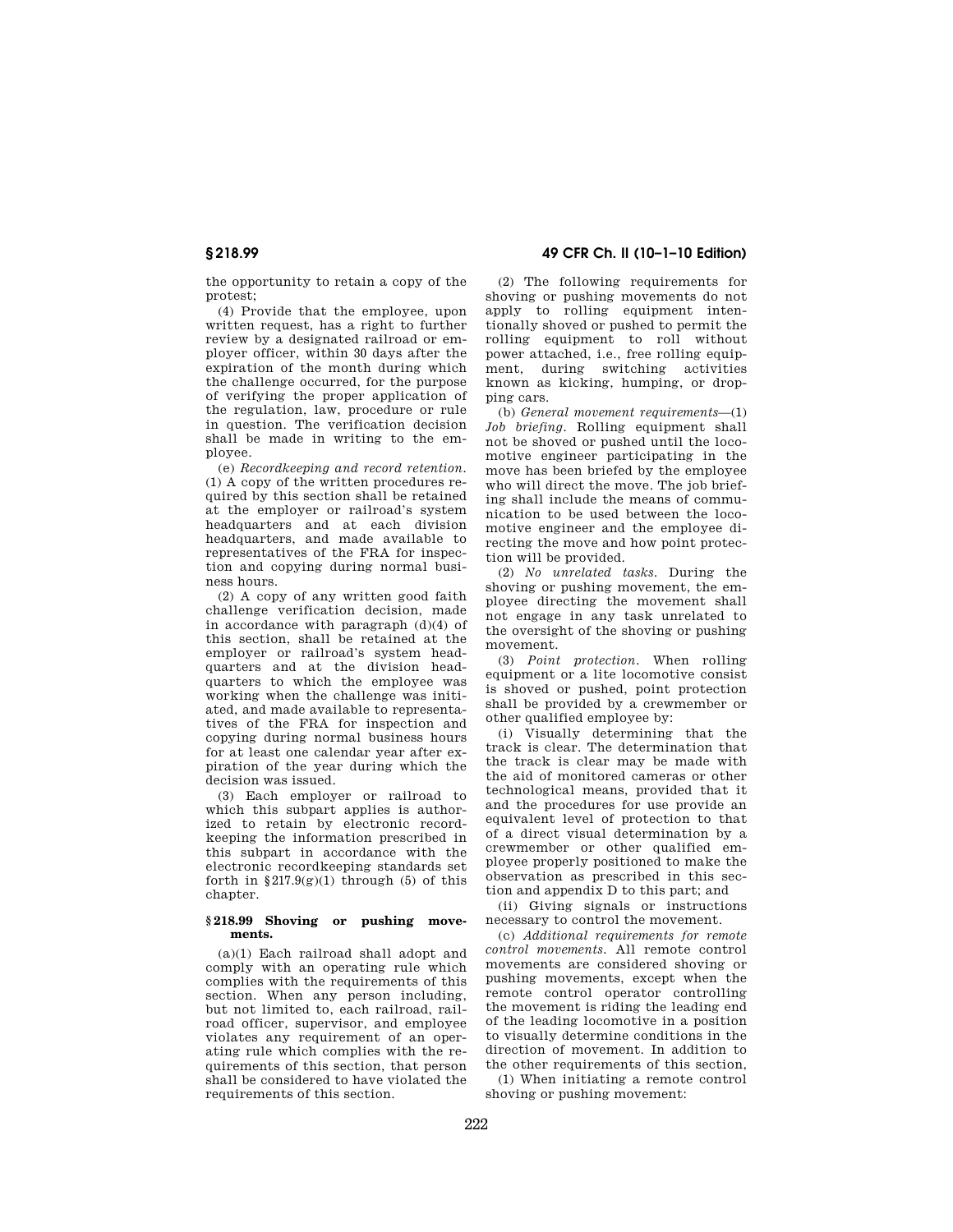the opportunity to retain a copy of the protest;

(4) Provide that the employee, upon written request, has a right to further review by a designated railroad or employer officer, within 30 days after the expiration of the month during which the challenge occurred, for the purpose of verifying the proper application of the regulation, law, procedure or rule in question. The verification decision shall be made in writing to the employee.

(e) *Recordkeeping and record retention.* (1) A copy of the written procedures required by this section shall be retained at the employer or railroad's system headquarters and at each division headquarters, and made available to representatives of the FRA for inspection and copying during normal business hours.

(2) A copy of any written good faith challenge verification decision, made in accordance with paragraph (d)(4) of this section, shall be retained at the employer or railroad's system headquarters and at the division headquarters to which the employee was working when the challenge was initiated, and made available to representatives of the FRA for inspection and copying during normal business hours for at least one calendar year after expiration of the year during which the decision was issued.

(3) Each employer or railroad to which this subpart applies is authorized to retain by electronic recordkeeping the information prescribed in this subpart in accordance with the electronic recordkeeping standards set forth in §217.9(g)(1) through (5) of this chapter.

**§ 218.99 Shoving or pushing movements.**

(a)(1) Each railroad shall adopt and comply with an operating rule which complies with the requirements of this section. When any person including, but not limited to, each railroad, railroad officer, supervisor, and employee violates any requirement of an operating rule which complies with the requirements of this section, that person shall be considered to have violated the requirements of this section.

(2) The following requirements for shoving or pushing movements do not apply to rolling equipment intentionally shoved or pushed to permit the rolling equipment to roll without power attached, i.e., free rolling equipment, during switching activities known as kicking, humping, or dropping cars.

(b) *General movement requirements*—(1) *Job briefing.* Rolling equipment shall not be shoved or pushed until the locomotive engineer participating in the move has been briefed by the employee who will direct the move. The job briefing shall include the means of communication to be used between the locomotive engineer and the employee directing the move and how point protection will be provided.

(2) *No unrelated tasks.* During the shoving or pushing movement, the employee directing the movement shall not engage in any task unrelated to the oversight of the shoving or pushing movement.

(3) *Point protection.* When rolling equipment or a lite locomotive consist is shoved or pushed, point protection shall be provided by a crewmember or other qualified employee by:

(i) Visually determining that the track is clear. The determination that the track is clear may be made with the aid of monitored cameras or other technological means, provided that it and the procedures for use provide an equivalent level of protection to that of a direct visual determination by a crewmember or other qualified employee properly positioned to make the observation as prescribed in this section and appendix D to this part; and

(ii) Giving signals or instructions necessary to control the movement.

(c) *Additional requirements for remote control movements.* All remote control movements are considered shoving or pushing movements, except when the remote control operator controlling the movement is riding the leading end of the leading locomotive in a position to visually determine conditions in the direction of movement. In addition to the other requirements of this section,

(1) When initiating a remote control shoving or pushing movement: